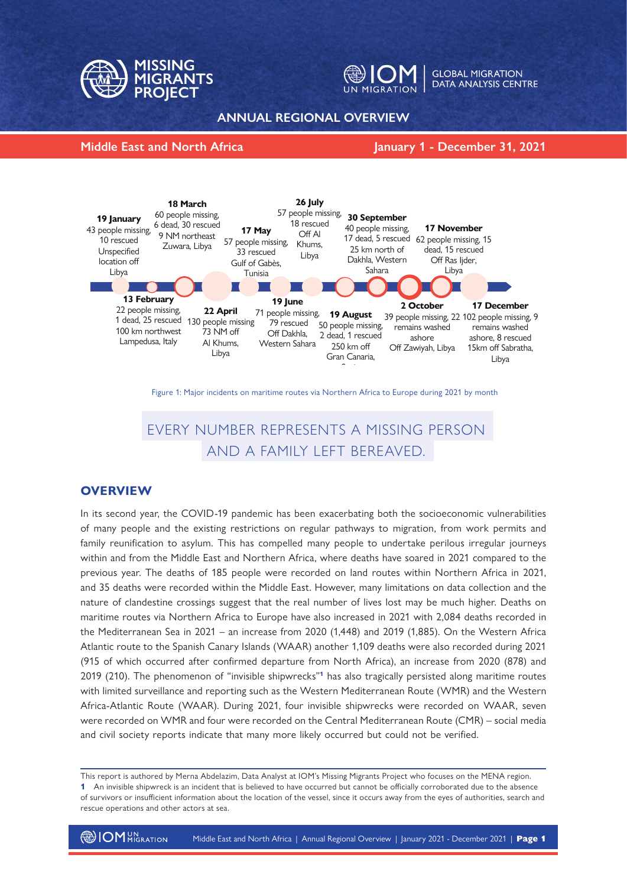MISSING MIGRANTS PROJECT

IOM UN MIGRATION | GLOBAL MIGRATION DATA ANALYSIS CENTRE

# ANNUAL REGIONAL OVERVIEW

**Middle East and North Africa** | **January 1 - December 31, 2021**

**19 January**
43 people missing, 10 rescued
Unspecified location off Libya

**13 February**
22 people missing, 1 dead, 25 rescued
100 km northwest Lampedusa, Italy

**18 March**
60 people missing, 6 dead, 30 rescued
9 NM northeast Zuwara, Libya

**22 April**
130 people missing
73 NM off Al Khums, Libya

**17 May**
57 people missing, 33 rescued
Gulf of Gabès, Tunisia

**19 June**
71 people missing, 79 rescued
Off Dakhla, Western Sahara

**26 July**
57 people missing, 18 rescued
Off Al Khums, Libya

**19 August**
50 people missing, 2 dead, 1 rescued
250 km off Gran Canaria,

**30 September**
40 people missing, 17 dead, 5 rescued
25 km north of Dakhla, Western Sahara

**2 October**
39 people missing, 22 remains washed ashore
Off Zawiyah, Libya

**17 November**
62 people missing, 15 dead, 15 rescued
Off Ras Ijder, Libya

**17 December**
102 people missing, 9 remains washed ashore, 8 rescued
15km off Sabratha, Libya

Figure 1: Major incidents on maritime routes via Northern Africa to Europe during 2021 by month

EVERY NUMBER REPRESENTS A MISSING PERSON AND A FAMILY LEFT BEREAVED.

## OVERVIEW

In its second year, the COVID-19 pandemic has been exacerbating both the socioeconomic vulnerabilities of many people and the existing restrictions on regular pathways to migration, from work permits and family reunification to asylum. This has compelled many people to undertake perilous irregular journeys within and from the Middle East and Northern Africa, where deaths have soared in 2021 compared to the previous year. The deaths of 185 people were recorded on land routes within Northern Africa in 2021, and 35 deaths were recorded within the Middle East. However, many limitations on data collection and the nature of clandestine crossings suggest that the real number of lives lost may be much higher. Deaths on maritime routes via Northern Africa to Europe have also increased in 2021 with 2,084 deaths recorded in the Mediterranean Sea in 2021 – an increase from 2020 (1,448) and 2019 (1,885). On the Western Africa Atlantic route to the Spanish Canary Islands (WAAR) another 1,109 deaths were also recorded during 2021 (915 of which occurred after confirmed departure from North Africa), an increase from 2020 (878) and 2019 (210). The phenomenon of "invisible shipwrecks"[1] has also tragically persisted along maritime routes with limited surveillance and reporting such as the Western Mediterranean Route (WMR) and the Western Africa-Atlantic Route (WAAR). During 2021, four invisible shipwrecks were recorded on WAAR, seven were recorded on WMR and four were recorded on the Central Mediterranean Route (CMR) – social media and civil society reports indicate that many more likely occurred but could not be verified.

This report is authored by Merna Abdelazim, Data Analyst at IOM's Missing Migrants Project who focuses on the MENA region.

[1] An invisible shipwreck is an incident that is believed to have occurred but cannot be officially corroborated due to the absence of survivors or insufficient information about the location of the vessel, since it occurs away from the eyes of authorities, search and rescue operations and other actors at sea.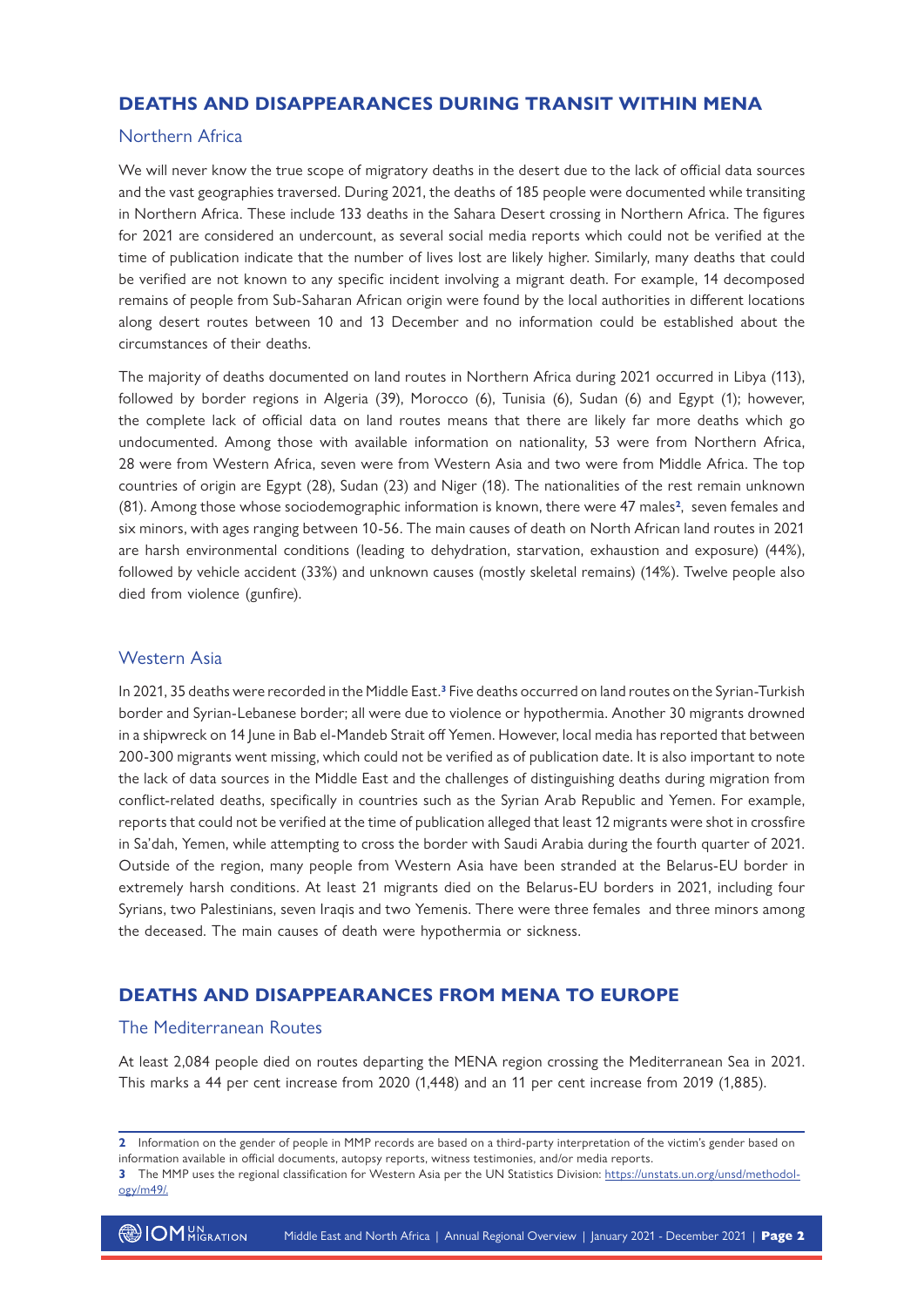## DEATHS AND DISAPPEARANCES DURING TRANSIT WITHIN MENA

### Northern Africa

We will never know the true scope of migratory deaths in the desert due to the lack of official data sources and the vast geographies traversed. During 2021, the deaths of 185 people were documented while transiting in Northern Africa. These include 133 deaths in the Sahara Desert crossing in Northern Africa. The figures for 2021 are considered an undercount, as several social media reports which could not be verified at the time of publication indicate that the number of lives lost are likely higher. Similarly, many deaths that could be verified are not known to any specific incident involving a migrant death. For example, 14 decomposed remains of people from Sub-Saharan African origin were found by the local authorities in different locations along desert routes between 10 and 13 December and no information could be established about the circumstances of their deaths.

The majority of deaths documented on land routes in Northern Africa during 2021 occurred in Libya (113), followed by border regions in Algeria (39), Morocco (6), Tunisia (6), Sudan (6) and Egypt (1); however, the complete lack of official data on land routes means that there are likely far more deaths which go undocumented. Among those with available information on nationality, 53 were from Northern Africa, 28 were from Western Africa, seven were from Western Asia and two were from Middle Africa. The top countries of origin are Egypt (28), Sudan (23) and Niger (18). The nationalities of the rest remain unknown (81). Among those whose sociodemographic information is known, there were 47 males[2], seven females and six minors, with ages ranging between 10-56. The main causes of death on North African land routes in 2021 are harsh environmental conditions (leading to dehydration, starvation, exhaustion and exposure) (44%), followed by vehicle accident (33%) and unknown causes (mostly skeletal remains) (14%). Twelve people also died from violence (gunfire).

### Western Asia

In 2021, 35 deaths were recorded in the Middle East.[3] Five deaths occurred on land routes on the Syrian-Turkish border and Syrian-Lebanese border; all were due to violence or hypothermia. Another 30 migrants drowned in a shipwreck on 14 June in Bab el-Mandeb Strait off Yemen. However, local media has reported that between 200-300 migrants went missing, which could not be verified as of publication date. It is also important to note the lack of data sources in the Middle East and the challenges of distinguishing deaths during migration from conflict-related deaths, specifically in countries such as the Syrian Arab Republic and Yemen. For example, reports that could not be verified at the time of publication alleged that least 12 migrants were shot in crossfire in Sa'dah, Yemen, while attempting to cross the border with Saudi Arabia during the fourth quarter of 2021. Outside of the region, many people from Western Asia have been stranded at the Belarus-EU border in extremely harsh conditions. At least 21 migrants died on the Belarus-EU borders in 2021, including four Syrians, two Palestinians, seven Iraqis and two Yemenis. There were three females and three minors among the deceased. The main causes of death were hypothermia or sickness.

## DEATHS AND DISAPPEARANCES FROM MENA TO EUROPE

### The Mediterranean Routes

At least 2,084 people died on routes departing the MENA region crossing the Mediterranean Sea in 2021. This marks a 44 per cent increase from 2020 (1,448) and an 11 per cent increase from 2019 (1,885).

---

[2] Information on the gender of people in MMP records are based on a third-party interpretation of the victim's gender based on information available in official documents, autopsy reports, witness testimonies, and/or media reports.

[3] The MMP uses the regional classification for Western Asia per the UN Statistics Division: https://unstats.un.org/unsd/methodology/m49/.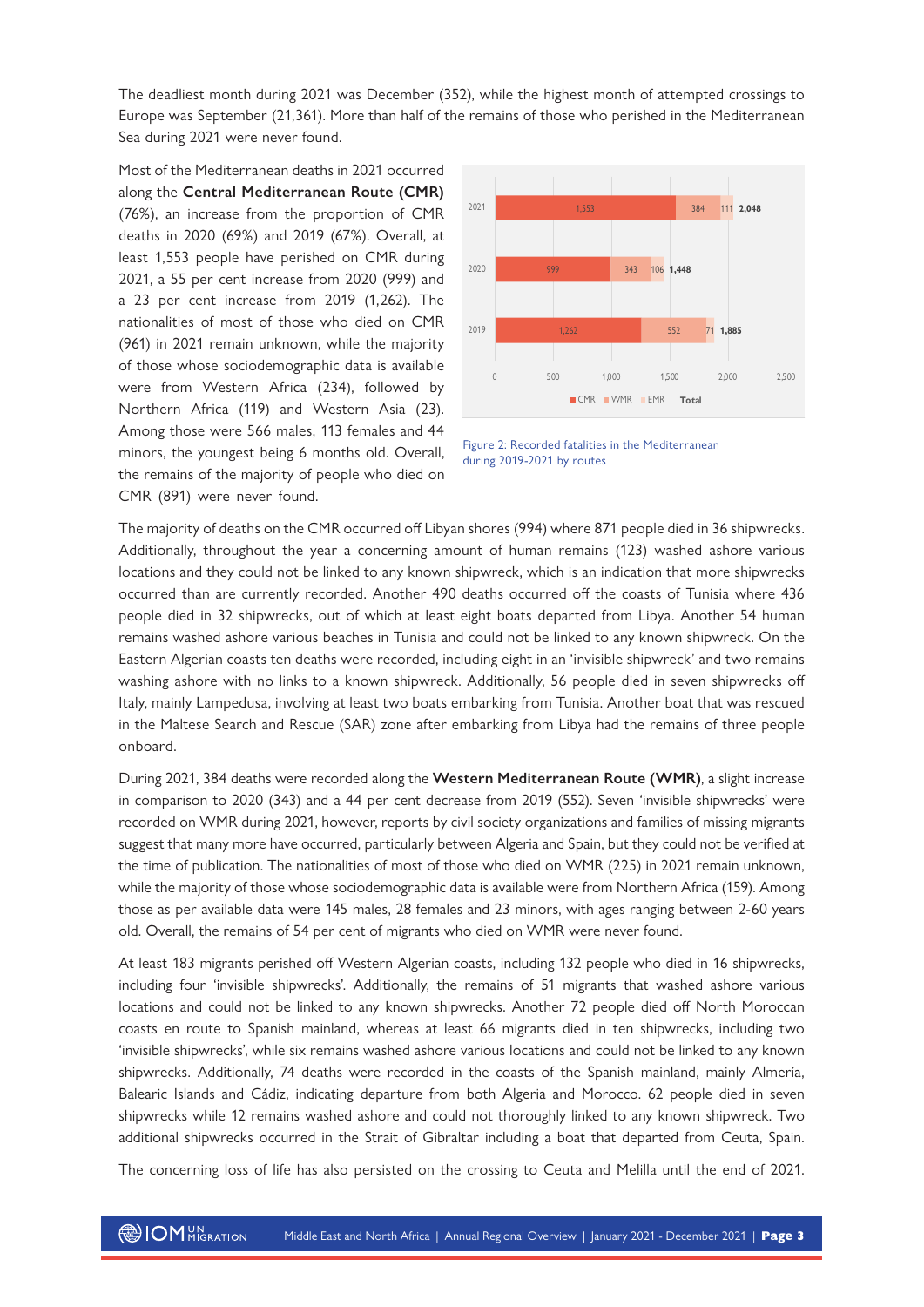The deadliest month during 2021 was December (352), while the highest month of attempted crossings to Europe was September (21,361). More than half of the remains of those who perished in the Mediterranean Sea during 2021 were never found.

Most of the Mediterranean deaths in 2021 occurred along the **Central Mediterranean Route (CMR)** (76%), an increase from the proportion of CMR deaths in 2020 (69%) and 2019 (67%). Overall, at least 1,553 people have perished on CMR during 2021, a 55 per cent increase from 2020 (999) and a 23 per cent increase from 2019 (1,262). The nationalities of most of those who died on CMR (961) in 2021 remain unknown, while the majority of those whose sociodemographic data is available were from Western Africa (234), followed by Northern Africa (119) and Western Asia (23). Among those were 566 males, 113 females and 44 minors, the youngest being 6 months old. Overall, the remains of the majority of people who died on CMR (891) were never found.

| Year | CMR | WMR | EMR | Total |
|---|---|---|---|---|
| 2021 | 1,553 | 384 | 111 | 2,048 |
| 2020 | 999 | 343 | 106 | 1,448 |
| 2019 | 1,262 | 552 | 71 | 1,885 |

Figure 2: Recorded fatalities in the Mediterranean during 2019-2021 by routes

The majority of deaths on the CMR occurred off Libyan shores (994) where 871 people died in 36 shipwrecks. Additionally, throughout the year a concerning amount of human remains (123) washed ashore various locations and they could not be linked to any known shipwreck, which is an indication that more shipwrecks occurred than are currently recorded. Another 490 deaths occurred off the coasts of Tunisia where 436 people died in 32 shipwrecks, out of which at least eight boats departed from Libya. Another 54 human remains washed ashore various beaches in Tunisia and could not be linked to any known shipwreck. On the Eastern Algerian coasts ten deaths were recorded, including eight in an 'invisible shipwreck' and two remains washing ashore with no links to a known shipwreck. Additionally, 56 people died in seven shipwrecks off Italy, mainly Lampedusa, involving at least two boats embarking from Tunisia. Another boat that was rescued in the Maltese Search and Rescue (SAR) zone after embarking from Libya had the remains of three people onboard.

During 2021, 384 deaths were recorded along the **Western Mediterranean Route (WMR)**, a slight increase in comparison to 2020 (343) and a 44 per cent decrease from 2019 (552). Seven 'invisible shipwrecks' were recorded on WMR during 2021, however, reports by civil society organizations and families of missing migrants suggest that many more have occurred, particularly between Algeria and Spain, but they could not be verified at the time of publication. The nationalities of most of those who died on WMR (225) in 2021 remain unknown, while the majority of those whose sociodemographic data is available were from Northern Africa (159). Among those as per available data were 145 males, 28 females and 23 minors, with ages ranging between 2-60 years old. Overall, the remains of 54 per cent of migrants who died on WMR were never found.

At least 183 migrants perished off Western Algerian coasts, including 132 people who died in 16 shipwrecks, including four 'invisible shipwrecks'. Additionally, the remains of 51 migrants that washed ashore various locations and could not be linked to any known shipwrecks. Another 72 people died off North Moroccan coasts en route to Spanish mainland, whereas at least 66 migrants died in ten shipwrecks, including two 'invisible shipwrecks', while six remains washed ashore various locations and could not be linked to any known shipwrecks. Additionally, 74 deaths were recorded in the coasts of the Spanish mainland, mainly Almería, Balearic Islands and Cádiz, indicating departure from both Algeria and Morocco. 62 people died in seven shipwrecks while 12 remains washed ashore and could not thoroughly linked to any known shipwreck. Two additional shipwrecks occurred in the Strait of Gibraltar including a boat that departed from Ceuta, Spain.

The concerning loss of life has also persisted on the crossing to Ceuta and Melilla until the end of 2021.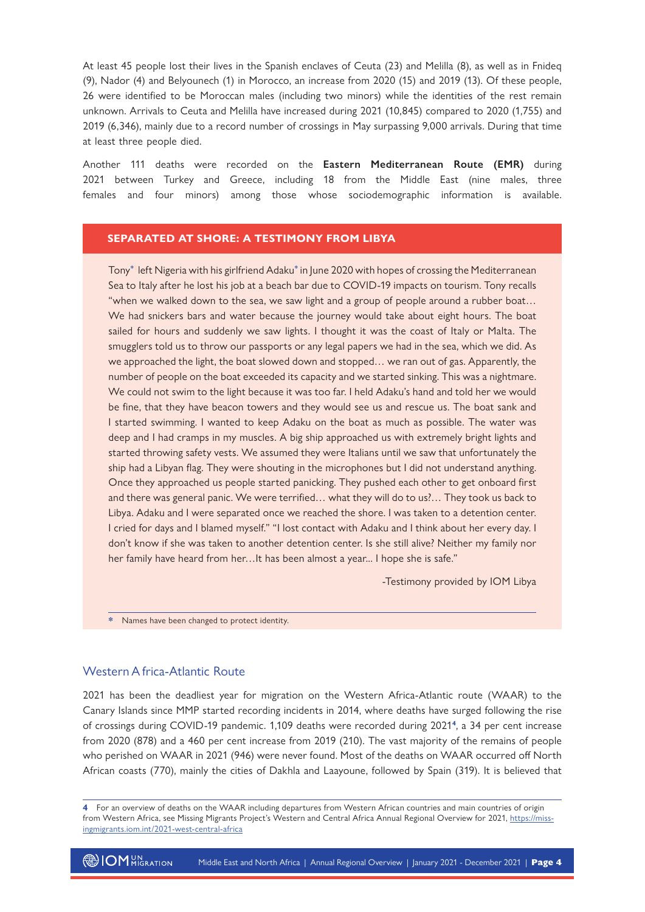At least 45 people lost their lives in the Spanish enclaves of Ceuta (23) and Melilla (8), as well as in Fnideq (9), Nador (4) and Belyounech (1) in Morocco, an increase from 2020 (15) and 2019 (13). Of these people, 26 were identified to be Moroccan males (including two minors) while the identities of the rest remain unknown. Arrivals to Ceuta and Melilla have increased during 2021 (10,845) compared to 2020 (1,755) and 2019 (6,346), mainly due to a record number of crossings in May surpassing 9,000 arrivals. During that time at least three people died.

Another 111 deaths were recorded on the **Eastern Mediterranean Route (EMR)** during 2021 between Turkey and Greece, including 18 from the Middle East (nine males, three females and four minors) among those whose sociodemographic information is available.

### SEPARATED AT SHORE: A TESTIMONY FROM LIBYA

Tony* left Nigeria with his girlfriend Adaku* in June 2020 with hopes of crossing the Mediterranean Sea to Italy after he lost his job at a beach bar due to COVID-19 impacts on tourism. Tony recalls "when we walked down to the sea, we saw light and a group of people around a rubber boat… We had snickers bars and water because the journey would take about eight hours. The boat sailed for hours and suddenly we saw lights. I thought it was the coast of Italy or Malta. The smugglers told us to throw our passports or any legal papers we had in the sea, which we did. As we approached the light, the boat slowed down and stopped… we ran out of gas. Apparently, the number of people on the boat exceeded its capacity and we started sinking. This was a nightmare. We could not swim to the light because it was too far. I held Adaku's hand and told her we would be fine, that they have beacon towers and they would see us and rescue us. The boat sank and I started swimming. I wanted to keep Adaku on the boat as much as possible. The water was deep and I had cramps in my muscles. A big ship approached us with extremely bright lights and started throwing safety vests. We assumed they were Italians until we saw that unfortunately the ship had a Libyan flag. They were shouting in the microphones but I did not understand anything. Once they approached us people started panicking. They pushed each other to get onboard first and there was general panic. We were terrified… what they will do to us?… They took us back to Libya. Adaku and I were separated once we reached the shore. I was taken to a detention center. I cried for days and I blamed myself." "I lost contact with Adaku and I think about her every day. I don't know if she was taken to another detention center. Is she still alive? Neither my family nor her family have heard from her…It has been almost a year... I hope she is safe."

-Testimony provided by IOM Libya

\* Names have been changed to protect identity.

## Western Africa-Atlantic Route

2021 has been the deadliest year for migration on the Western Africa-Atlantic route (WAAR) to the Canary Islands since MMP started recording incidents in 2014, where deaths have surged following the rise of crossings during COVID-19 pandemic. 1,109 deaths were recorded during 2021[4], a 34 per cent increase from 2020 (878) and a 460 per cent increase from 2019 (210). The vast majority of the remains of people who perished on WAAR in 2021 (946) were never found. Most of the deaths on WAAR occurred off North African coasts (770), mainly the cities of Dakhla and Laayoune, followed by Spain (319). It is believed that

4 For an overview of deaths on the WAAR including departures from Western African countries and main countries of origin from Western Africa, see Missing Migrants Project's Western and Central Africa Annual Regional Overview for 2021, https://missingmigrants.iom.int/2021-west-central-africa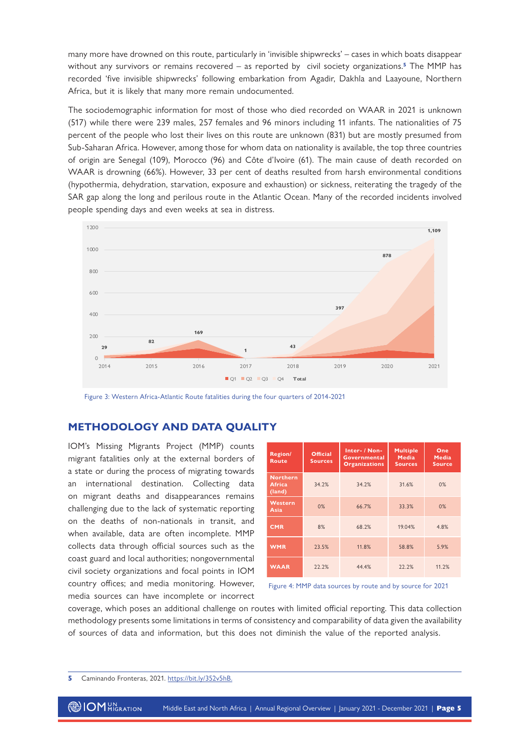many more have drowned on this route, particularly in 'invisible shipwrecks' – cases in which boats disappear without any survivors or remains recovered – as reported by civil society organizations.[5] The MMP has recorded 'five invisible shipwrecks' following embarkation from Agadir, Dakhla and Laayoune, Northern Africa, but it is likely that many more remain undocumented.

The sociodemographic information for most of those who died recorded on WAAR in 2021 is unknown (517) while there were 239 males, 257 females and 96 minors including 11 infants. The nationalities of 75 percent of the people who lost their lives on this route are unknown (831) but are mostly presumed from Sub-Saharan Africa. However, among those for whom data on nationality is available, the top three countries of origin are Senegal (109), Morocco (96) and Côte d'Ivoire (61). The main cause of death recorded on WAAR is drowning (66%). However, 33 per cent of deaths resulted from harsh environmental conditions (hypothermia, dehydration, starvation, exposure and exhaustion) or sickness, reiterating the tragedy of the SAR gap along the long and perilous route in the Atlantic Ocean. Many of the recorded incidents involved people spending days and even weeks at sea in distress.

Figure 3: Western Africa-Atlantic Route fatalities during the four quarters of 2014-2021

## METHODOLOGY AND DATA QUALITY

IOM's Missing Migrants Project (MMP) counts migrant fatalities only at the external borders of a state or during the process of migrating towards an international destination. Collecting data on migrant deaths and disappearances remains challenging due to the lack of systematic reporting on the deaths of non-nationals in transit, and when available, data are often incomplete. MMP collects data through official sources such as the coast guard and local authorities; nongovernmental civil society organizations and focal points in IOM country offices; and media monitoring. However, media sources can have incomplete or incorrect coverage, which poses an additional challenge on routes with limited official reporting. This data collection methodology presents some limitations in terms of consistency and comparability of data given the availability of sources of data and information, but this does not diminish the value of the reported analysis.

| Region/ Route | Official Sources | Inter- / Non-Governmental Organizations | Multiple Media Sources | One Media Source |
|---|---|---|---|---|
| Northern Africa (land) | 34.2% | 34.2% | 31.6% | 0% |
| Western Asia | 0% | 66.7% | 33.3% | 0% |
| CMR | 8% | 68.2% | 19.04% | 4.8% |
| WMR | 23.5% | 11.8% | 58.8% | 5.9% |
| WAAR | 22.2% | 44.4% | 22.2% | 11.2% |

Figure 4: MMP data sources by route and by source for 2021

5 Caminando Fronteras, 2021. https://bit.ly/352v5hB.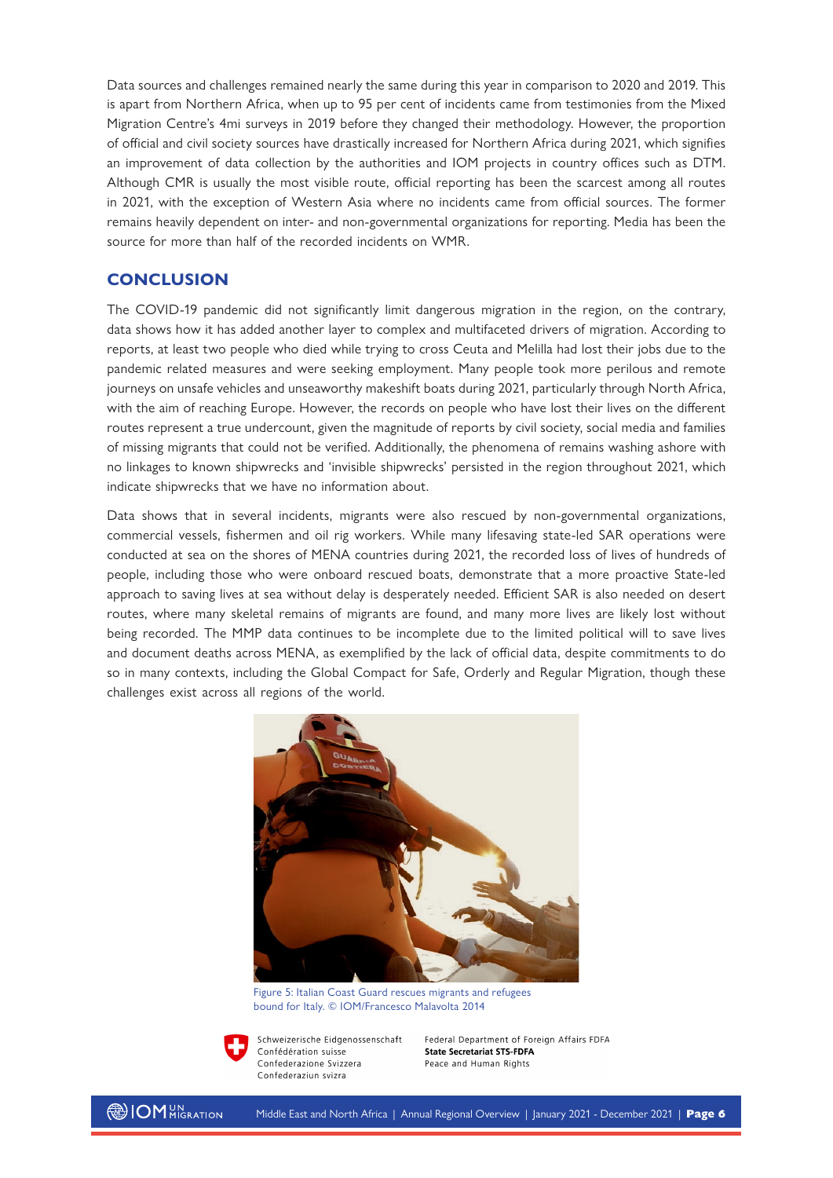Data sources and challenges remained nearly the same during this year in comparison to 2020 and 2019. This is apart from Northern Africa, when up to 95 per cent of incidents came from testimonies from the Mixed Migration Centre's 4mi surveys in 2019 before they changed their methodology. However, the proportion of official and civil society sources have drastically increased for Northern Africa during 2021, which signifies an improvement of data collection by the authorities and IOM projects in country offices such as DTM. Although CMR is usually the most visible route, official reporting has been the scarcest among all routes in 2021, with the exception of Western Asia where no incidents came from official sources. The former remains heavily dependent on inter- and non-governmental organizations for reporting. Media has been the source for more than half of the recorded incidents on WMR.

## CONCLUSION

The COVID-19 pandemic did not significantly limit dangerous migration in the region, on the contrary, data shows how it has added another layer to complex and multifaceted drivers of migration. According to reports, at least two people who died while trying to cross Ceuta and Melilla had lost their jobs due to the pandemic related measures and were seeking employment. Many people took more perilous and remote journeys on unsafe vehicles and unseaworthy makeshift boats during 2021, particularly through North Africa, with the aim of reaching Europe. However, the records on people who have lost their lives on the different routes represent a true undercount, given the magnitude of reports by civil society, social media and families of missing migrants that could not be verified. Additionally, the phenomena of remains washing ashore with no linkages to known shipwrecks and 'invisible shipwrecks' persisted in the region throughout 2021, which indicate shipwrecks that we have no information about.

Data shows that in several incidents, migrants were also rescued by non-governmental organizations, commercial vessels, fishermen and oil rig workers. While many lifesaving state-led SAR operations were conducted at sea on the shores of MENA countries during 2021, the recorded loss of lives of hundreds of people, including those who were onboard rescued boats, demonstrate that a more proactive State-led approach to saving lives at sea without delay is desperately needed. Efficient SAR is also needed on desert routes, where many skeletal remains of migrants are found, and many more lives are likely lost without being recorded. The MMP data continues to be incomplete due to the limited political will to save lives and document deaths across MENA, as exemplified by the lack of official data, despite commitments to do so in many contexts, including the Global Compact for Safe, Orderly and Regular Migration, though these challenges exist across all regions of the world.

Figure 5: Italian Coast Guard rescues migrants and refugees bound for Italy. © IOM/Francesco Malavolta 2014

Schweizerische Eidgenossenschaft
Confédération suisse
Confederazione Svizzera
Confederaziun svizra

Federal Department of Foreign Affairs FDFA
**State Secretariat STS-FDFA**
Peace and Human Rights